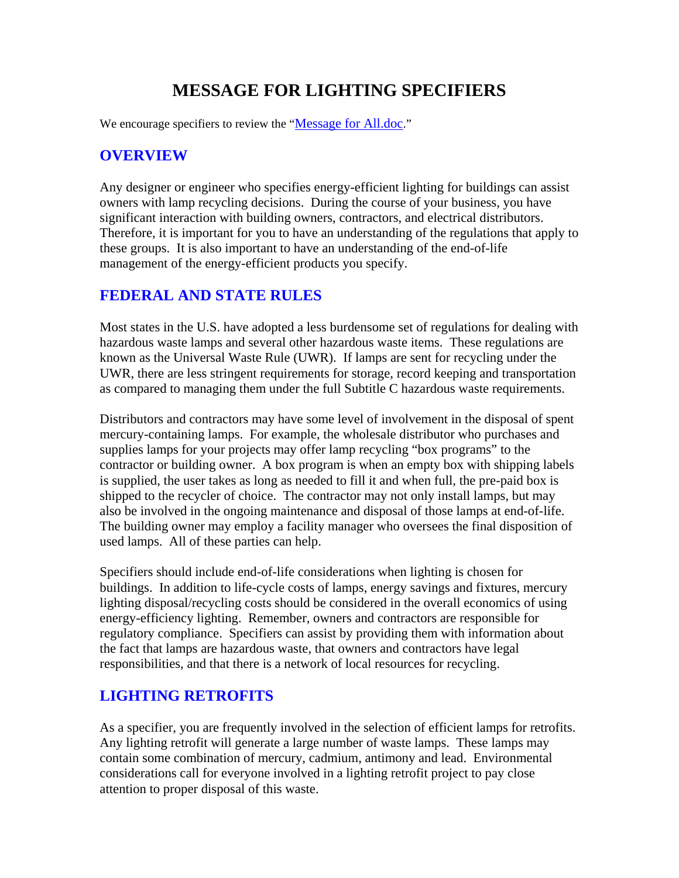# MESSAGE FOR LIGHTING SPECIFIERS

We encourage specifiers to review the "[Message for All.doc](Message for All.doc)."

## OVERVIEW

Any designer or engineer who specifies energy-efficient lighting for buildings can assist owners with lamp recycling decisions. During the course of your business, you have significant interaction with building owners, contractors, and electrical distributors. Therefore, it is important for you to have an understanding of the regulations that apply to these groups. It is also important to have an understanding of the end-of-life management of the energy-efficient products you specify.

## FEDERAL AND STATE RULES

Most states in the U.S. have adopted a less burdensome set of regulations for dealing with hazardous waste lamps and several other hazardous waste items. These regulations are known as the Universal Waste Rule (UWR). If lamps are sent for recycling under the UWR, there are less stringent requirements for storage, record keeping and transportation as compared to managing them under the full Subtitle C hazardous waste requirements.

Distributors and contractors may have some level of involvement in the disposal of spent mercury-containing lamps. For example, the wholesale distributor who purchases and supplies lamps for your projects may offer lamp recycling "box programs" to the contractor or building owner. A box program is when an empty box with shipping labels is supplied, the user takes as long as needed to fill it and when full, the pre-paid box is shipped to the recycler of choice. The contractor may not only install lamps, but may also be involved in the ongoing maintenance and disposal of those lamps at end-of-life. The building owner may employ a facility manager who oversees the final disposition of used lamps. All of these parties can help.

Specifiers should include end-of-life considerations when lighting is chosen for buildings. In addition to life-cycle costs of lamps, energy savings and fixtures, mercury lighting disposal/recycling costs should be considered in the overall economics of using energy-efficiency lighting. Remember, owners and contractors are responsible for regulatory compliance. Specifiers can assist by providing them with information about the fact that lamps are hazardous waste, that owners and contractors have legal responsibilities, and that there is a network of local resources for recycling.

## LIGHTING RETROFITS

As a specifier, you are frequently involved in the selection of efficient lamps for retrofits. Any lighting retrofit will generate a large number of waste lamps. These lamps may contain some combination of mercury, cadmium, antimony and lead. Environmental considerations call for everyone involved in a lighting retrofit project to pay close attention to proper disposal of this waste.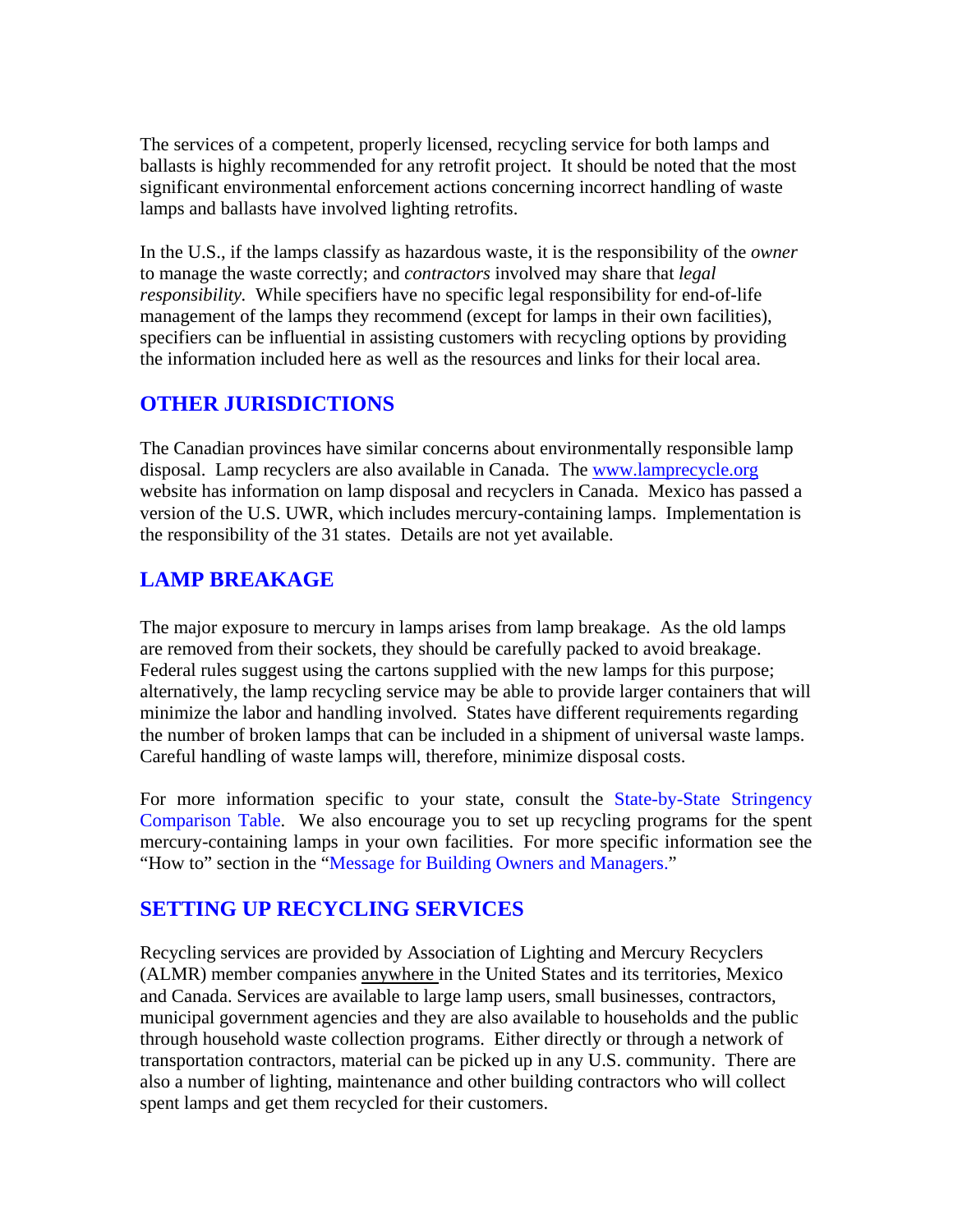The services of a competent, properly licensed, recycling service for both lamps and ballasts is highly recommended for any retrofit project. It should be noted that the most significant environmental enforcement actions concerning incorrect handling of waste lamps and ballasts have involved lighting retrofits.

In the U.S., if the lamps classify as hazardous waste, it is the responsibility of the *owner* to manage the waste correctly; and *contractors* involved may share that *legal responsibility.* While specifiers have no specific legal responsibility for end-of-life management of the lamps they recommend (except for lamps in their own facilities), specifiers can be influential in assisting customers with recycling options by providing the information included here as well as the resources and links for their local area.

## OTHER JURISDICTIONS

The Canadian provinces have similar concerns about environmentally responsible lamp disposal. Lamp recyclers are also available in Canada. The [www.lamprecycle.org](www.lamprecycle.org) website has information on lamp disposal and recyclers in Canada. Mexico has passed a version of the U.S. UWR, which includes mercury-containing lamps. Implementation is the responsibility of the 31 states. Details are not yet available.

## LAMP BREAKAGE

The major exposure to mercury in lamps arises from lamp breakage. As the old lamps are removed from their sockets, they should be carefully packed to avoid breakage. Federal rules suggest using the cartons supplied with the new lamps for this purpose; alternatively, the lamp recycling service may be able to provide larger containers that will minimize the labor and handling involved. States have different requirements regarding the number of broken lamps that can be included in a shipment of universal waste lamps. Careful handling of waste lamps will, therefore, minimize disposal costs.

For more information specific to your state, consult the State-by-State Stringency Comparison Table. We also encourage you to set up recycling programs for the spent mercury-containing lamps in your own facilities. For more specific information see the "How to" section in the "Message for Building Owners and Managers."

## SETTING UP RECYCLING SERVICES

Recycling services are provided by Association of Lighting and Mercury Recyclers (ALMR) member companies anywhere in the United States and its territories, Mexico and Canada. Services are available to large lamp users, small businesses, contractors, municipal government agencies and they are also available to households and the public through household waste collection programs. Either directly or through a network of transportation contractors, material can be picked up in any U.S. community. There are also a number of lighting, maintenance and other building contractors who will collect spent lamps and get them recycled for their customers.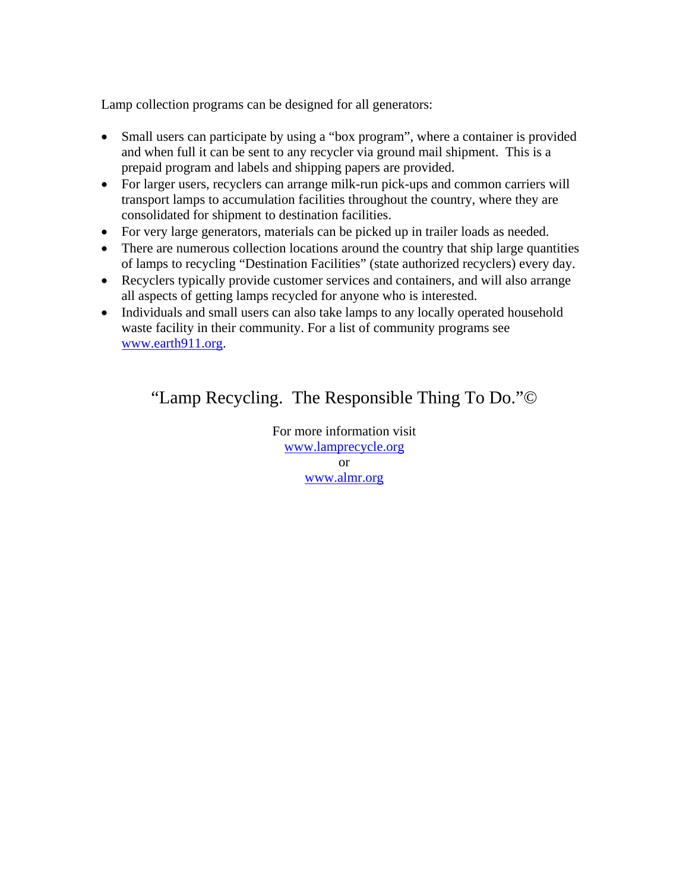Lamp collection programs can be designed for all generators:

- Small users can participate by using a "box program", where a container is provided and when full it can be sent to any recycler via ground mail shipment. This is a prepaid program and labels and shipping papers are provided.
- For larger users, recyclers can arrange milk-run pick-ups and common carriers will transport lamps to accumulation facilities throughout the country, where they are consolidated for shipment to destination facilities.
- For very large generators, materials can be picked up in trailer loads as needed.
- There are numerous collection locations around the country that ship large quantities of lamps to recycling "Destination Facilities" (state authorized recyclers) every day.
- Recyclers typically provide customer services and containers, and will also arrange all aspects of getting lamps recycled for anyone who is interested.
- Individuals and small users can also take lamps to any locally operated household waste facility in their community. For a list of community programs see www.earth911.org.

"Lamp Recycling. The Responsible Thing To Do."©

For more information visit
www.lamprecycle.org
or
www.almr.org